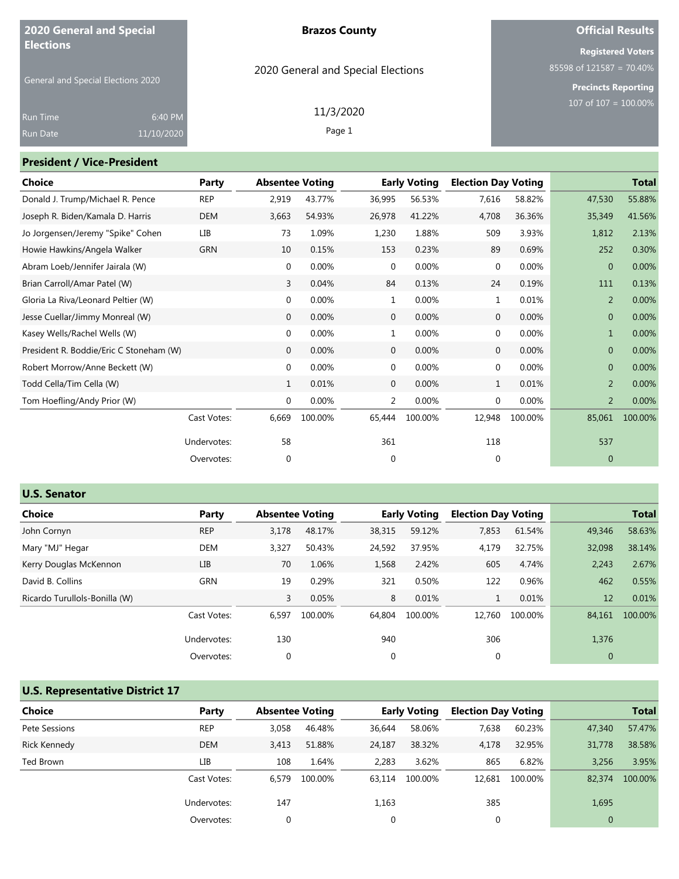**2020 General and Special Elections**

General and Special Elections 2020

Run Time 6:40 PM
Run Date 11/10/2020

**Brazos County**

2020 General and Special Elections

11/3/2020

**Official Results**

**Registered Voters**
85598 of 121587 = 70.40%

**Precincts Reporting**
107 of 107 = 100.00%

## President / Vice-President

| Choice | Party | Absentee Voting | | Early Voting | | Election Day Voting | | Total | |
|---|---|---|---|---|---|---|---|---|---|
| Donald J. Trump/Michael R. Pence | REP | 2,919 | 43.77% | 36,995 | 56.53% | 7,616 | 58.82% | 47,530 | 55.88% |
| Joseph R. Biden/Kamala D. Harris | DEM | 3,663 | 54.93% | 26,978 | 41.22% | 4,708 | 36.36% | 35,349 | 41.56% |
| Jo Jorgensen/Jeremy "Spike" Cohen | LIB | 73 | 1.09% | 1,230 | 1.88% | 509 | 3.93% | 1,812 | 2.13% |
| Howie Hawkins/Angela Walker | GRN | 10 | 0.15% | 153 | 0.23% | 89 | 0.69% | 252 | 0.30% |
| Abram Loeb/Jennifer Jairala (W) | | 0 | 0.00% | 0 | 0.00% | 0 | 0.00% | 0 | 0.00% |
| Brian Carroll/Amar Patel (W) | | 3 | 0.04% | 84 | 0.13% | 24 | 0.19% | 111 | 0.13% |
| Gloria La Riva/Leonard Peltier (W) | | 0 | 0.00% | 1 | 0.00% | 1 | 0.01% | 2 | 0.00% |
| Jesse Cuellar/Jimmy Monreal (W) | | 0 | 0.00% | 0 | 0.00% | 0 | 0.00% | 0 | 0.00% |
| Kasey Wells/Rachel Wells (W) | | 0 | 0.00% | 1 | 0.00% | 0 | 0.00% | 1 | 0.00% |
| President R. Boddie/Eric C Stoneham (W) | | 0 | 0.00% | 0 | 0.00% | 0 | 0.00% | 0 | 0.00% |
| Robert Morrow/Anne Beckett (W) | | 0 | 0.00% | 0 | 0.00% | 0 | 0.00% | 0 | 0.00% |
| Todd Cella/Tim Cella (W) | | 1 | 0.01% | 0 | 0.00% | 1 | 0.01% | 2 | 0.00% |
| Tom Hoefling/Andy Prior (W) | | 0 | 0.00% | 2 | 0.00% | 0 | 0.00% | 2 | 0.00% |
| | Cast Votes: | 6,669 | 100.00% | 65,444 | 100.00% | 12,948 | 100.00% | 85,061 | 100.00% |
| | Undervotes: | 58 | | 361 | | 118 | | 537 | |
| | Overvotes: | 0 | | 0 | | 0 | | 0 | |

## U.S. Senator

| Choice | Party | Absentee Voting | | Early Voting | | Election Day Voting | | Total | |
|---|---|---|---|---|---|---|---|---|---|
| John Cornyn | REP | 3,178 | 48.17% | 38,315 | 59.12% | 7,853 | 61.54% | 49,346 | 58.63% |
| Mary "MJ" Hegar | DEM | 3,327 | 50.43% | 24,592 | 37.95% | 4,179 | 32.75% | 32,098 | 38.14% |
| Kerry Douglas McKennon | LIB | 70 | 1.06% | 1,568 | 2.42% | 605 | 4.74% | 2,243 | 2.67% |
| David B. Collins | GRN | 19 | 0.29% | 321 | 0.50% | 122 | 0.96% | 462 | 0.55% |
| Ricardo Turullols-Bonilla (W) | | 3 | 0.05% | 8 | 0.01% | 1 | 0.01% | 12 | 0.01% |
| | Cast Votes: | 6,597 | 100.00% | 64,804 | 100.00% | 12,760 | 100.00% | 84,161 | 100.00% |
| | Undervotes: | 130 | | 940 | | 306 | | 1,376 | |
| | Overvotes: | 0 | | 0 | | 0 | | 0 | |

## U.S. Representative District 17

| Choice | Party | Absentee Voting | | Early Voting | | Election Day Voting | | Total | |
|---|---|---|---|---|---|---|---|---|---|
| Pete Sessions | REP | 3,058 | 46.48% | 36,644 | 58.06% | 7,638 | 60.23% | 47,340 | 57.47% |
| Rick Kennedy | DEM | 3,413 | 51.88% | 24,187 | 38.32% | 4,178 | 32.95% | 31,778 | 38.58% |
| Ted Brown | LIB | 108 | 1.64% | 2,283 | 3.62% | 865 | 6.82% | 3,256 | 3.95% |
| | Cast Votes: | 6,579 | 100.00% | 63,114 | 100.00% | 12,681 | 100.00% | 82,374 | 100.00% |
| | Undervotes: | 147 | | 1,163 | | 385 | | 1,695 | |
| | Overvotes: | 0 | | 0 | | 0 | | 0 | |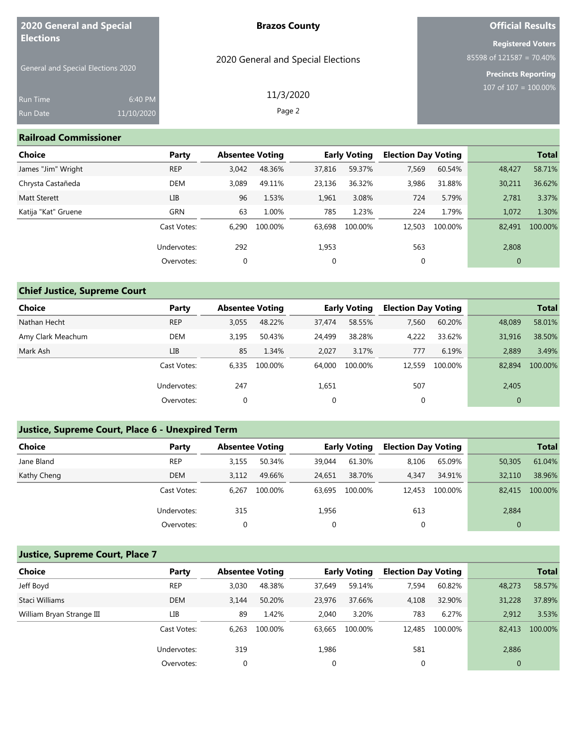2020 General and Special Elections

General and Special Elections 2020

Run Time 6:40 PM
Run Date 11/10/2020

Brazos County

2020 General and Special Elections

11/3/2020

Official Results

Registered Voters
85598 of 121587 = 70.40%

Precincts Reporting
107 of 107 = 100.00%

## Railroad Commissioner

| Choice | Party | Absentee Voting | | Early Voting | | Election Day Voting | | Total | |
|---|---|---|---|---|---|---|---|---|---|
| James "Jim" Wright | REP | 3,042 | 48.36% | 37,816 | 59.37% | 7,569 | 60.54% | 48,427 | 58.71% |
| Chrysta Castañeda | DEM | 3,089 | 49.11% | 23,136 | 36.32% | 3,986 | 31.88% | 30,211 | 36.62% |
| Matt Sterett | LIB | 96 | 1.53% | 1,961 | 3.08% | 724 | 5.79% | 2,781 | 3.37% |
| Katija "Kat" Gruene | GRN | 63 | 1.00% | 785 | 1.23% | 224 | 1.79% | 1,072 | 1.30% |
| | Cast Votes: | 6,290 | 100.00% | 63,698 | 100.00% | 12,503 | 100.00% | 82,491 | 100.00% |
| | Undervotes: | 292 | | 1,953 | | 563 | | 2,808 | |
| | Overvotes: | 0 | | 0 | | 0 | | 0 | |

## Chief Justice, Supreme Court

| Choice | Party | Absentee Voting | | Early Voting | | Election Day Voting | | Total | |
|---|---|---|---|---|---|---|---|---|---|
| Nathan Hecht | REP | 3,055 | 48.22% | 37,474 | 58.55% | 7,560 | 60.20% | 48,089 | 58.01% |
| Amy Clark Meachum | DEM | 3,195 | 50.43% | 24,499 | 38.28% | 4,222 | 33.62% | 31,916 | 38.50% |
| Mark Ash | LIB | 85 | 1.34% | 2,027 | 3.17% | 777 | 6.19% | 2,889 | 3.49% |
| | Cast Votes: | 6,335 | 100.00% | 64,000 | 100.00% | 12,559 | 100.00% | 82,894 | 100.00% |
| | Undervotes: | 247 | | 1,651 | | 507 | | 2,405 | |
| | Overvotes: | 0 | | 0 | | 0 | | 0 | |

## Justice, Supreme Court, Place 6 - Unexpired Term

| Choice | Party | Absentee Voting | | Early Voting | | Election Day Voting | | Total | |
|---|---|---|---|---|---|---|---|---|---|
| Jane Bland | REP | 3,155 | 50.34% | 39,044 | 61.30% | 8,106 | 65.09% | 50,305 | 61.04% |
| Kathy Cheng | DEM | 3,112 | 49.66% | 24,651 | 38.70% | 4,347 | 34.91% | 32,110 | 38.96% |
| | Cast Votes: | 6,267 | 100.00% | 63,695 | 100.00% | 12,453 | 100.00% | 82,415 | 100.00% |
| | Undervotes: | 315 | | 1,956 | | 613 | | 2,884 | |
| | Overvotes: | 0 | | 0 | | 0 | | 0 | |

## Justice, Supreme Court, Place 7

| Choice | Party | Absentee Voting | | Early Voting | | Election Day Voting | | Total | |
|---|---|---|---|---|---|---|---|---|---|
| Jeff Boyd | REP | 3,030 | 48.38% | 37,649 | 59.14% | 7,594 | 60.82% | 48,273 | 58.57% |
| Staci Williams | DEM | 3,144 | 50.20% | 23,976 | 37.66% | 4,108 | 32.90% | 31,228 | 37.89% |
| William Bryan Strange III | LIB | 89 | 1.42% | 2,040 | 3.20% | 783 | 6.27% | 2,912 | 3.53% |
| | Cast Votes: | 6,263 | 100.00% | 63,665 | 100.00% | 12,485 | 100.00% | 82,413 | 100.00% |
| | Undervotes: | 319 | | 1,986 | | 581 | | 2,886 | |
| | Overvotes: | 0 | | 0 | | 0 | | 0 | |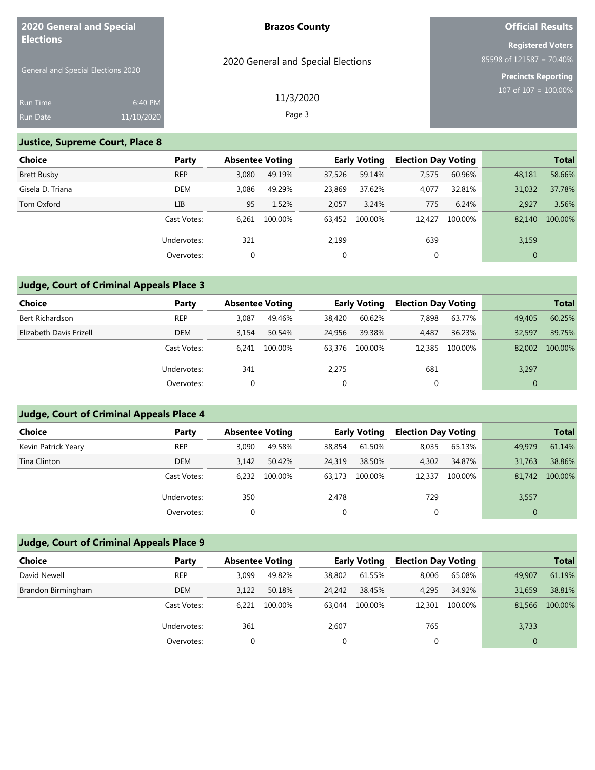## Justice, Supreme Court, Place 8

| Choice | Party | Absentee Voting | | Early Voting | | Election Day Voting | | Total | |
|---|---|---|---|---|---|---|---|---|---|
| Brett Busby | REP | 3,080 | 49.19% | 37,526 | 59.14% | 7,575 | 60.96% | 48,181 | 58.66% |
| Gisela D. Triana | DEM | 3,086 | 49.29% | 23,869 | 37.62% | 4,077 | 32.81% | 31,032 | 37.78% |
| Tom Oxford | LIB | 95 | 1.52% | 2,057 | 3.24% | 775 | 6.24% | 2,927 | 3.56% |
| | Cast Votes: | 6,261 | 100.00% | 63,452 | 100.00% | 12,427 | 100.00% | 82,140 | 100.00% |
| | Undervotes: | 321 | | 2,199 | | 639 | | 3,159 | |
| | Overvotes: | 0 | | 0 | | 0 | | 0 | |

## Judge, Court of Criminal Appeals Place 3

| Choice | Party | Absentee Voting | | Early Voting | | Election Day Voting | | Total | |
|---|---|---|---|---|---|---|---|---|---|
| Bert Richardson | REP | 3,087 | 49.46% | 38,420 | 60.62% | 7,898 | 63.77% | 49,405 | 60.25% |
| Elizabeth Davis Frizell | DEM | 3,154 | 50.54% | 24,956 | 39.38% | 4,487 | 36.23% | 32,597 | 39.75% |
| | Cast Votes: | 6,241 | 100.00% | 63,376 | 100.00% | 12,385 | 100.00% | 82,002 | 100.00% |
| | Undervotes: | 341 | | 2,275 | | 681 | | 3,297 | |
| | Overvotes: | 0 | | 0 | | 0 | | 0 | |

## Judge, Court of Criminal Appeals Place 4

| Choice | Party | Absentee Voting | | Early Voting | | Election Day Voting | | Total | |
|---|---|---|---|---|---|---|---|---|---|
| Kevin Patrick Yeary | REP | 3,090 | 49.58% | 38,854 | 61.50% | 8,035 | 65.13% | 49,979 | 61.14% |
| Tina Clinton | DEM | 3,142 | 50.42% | 24,319 | 38.50% | 4,302 | 34.87% | 31,763 | 38.86% |
| | Cast Votes: | 6,232 | 100.00% | 63,173 | 100.00% | 12,337 | 100.00% | 81,742 | 100.00% |
| | Undervotes: | 350 | | 2,478 | | 729 | | 3,557 | |
| | Overvotes: | 0 | | 0 | | 0 | | 0 | |

## Judge, Court of Criminal Appeals Place 9

| Choice | Party | Absentee Voting | | Early Voting | | Election Day Voting | | Total | |
|---|---|---|---|---|---|---|---|---|---|
| David Newell | REP | 3,099 | 49.82% | 38,802 | 61.55% | 8,006 | 65.08% | 49,907 | 61.19% |
| Brandon Birmingham | DEM | 3,122 | 50.18% | 24,242 | 38.45% | 4,295 | 34.92% | 31,659 | 38.81% |
| | Cast Votes: | 6,221 | 100.00% | 63,044 | 100.00% | 12,301 | 100.00% | 81,566 | 100.00% |
| | Undervotes: | 361 | | 2,607 | | 765 | | 3,733 | |
| | Overvotes: | 0 | | 0 | | 0 | | 0 | |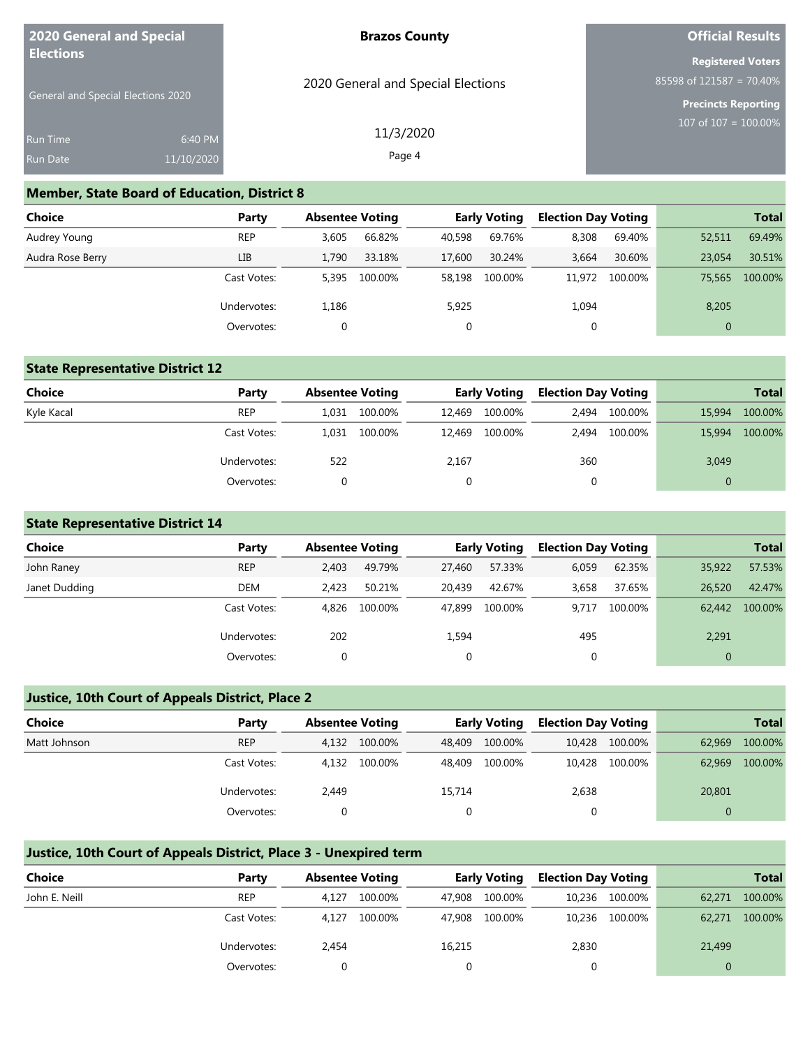# 2020 General and Special Elections

General and Special Elections 2020

Run Time 6:40 PM
Run Date 11/10/2020

**Brazos County**

2020 General and Special Elections

11/3/2020

**Official Results**

**Registered Voters**
85598 of 121587 = 70.40%

**Precincts Reporting**
107 of 107 = 100.00%

## Member, State Board of Education, District 8

| Choice | Party | Absentee Voting | | Early Voting | | Election Day Voting | | Total | |
|---|---|---|---|---|---|---|---|---|---|
| Audrey Young | REP | 3,605 | 66.82% | 40,598 | 69.76% | 8,308 | 69.40% | 52,511 | 69.49% |
| Audra Rose Berry | LIB | 1,790 | 33.18% | 17,600 | 30.24% | 3,664 | 30.60% | 23,054 | 30.51% |
| | Cast Votes: | 5,395 | 100.00% | 58,198 | 100.00% | 11,972 | 100.00% | 75,565 | 100.00% |
| | Undervotes: | 1,186 | | 5,925 | | 1,094 | | 8,205 | |
| | Overvotes: | 0 | | 0 | | 0 | | 0 | |

## State Representative District 12

| Choice | Party | Absentee Voting | | Early Voting | | Election Day Voting | | Total | |
|---|---|---|---|---|---|---|---|---|---|
| Kyle Kacal | REP | 1,031 | 100.00% | 12,469 | 100.00% | 2,494 | 100.00% | 15,994 | 100.00% |
| | Cast Votes: | 1,031 | 100.00% | 12,469 | 100.00% | 2,494 | 100.00% | 15,994 | 100.00% |
| | Undervotes: | 522 | | 2,167 | | 360 | | 3,049 | |
| | Overvotes: | 0 | | 0 | | 0 | | 0 | |

## State Representative District 14

| Choice | Party | Absentee Voting | | Early Voting | | Election Day Voting | | Total | |
|---|---|---|---|---|---|---|---|---|---|
| John Raney | REP | 2,403 | 49.79% | 27,460 | 57.33% | 6,059 | 62.35% | 35,922 | 57.53% |
| Janet Dudding | DEM | 2,423 | 50.21% | 20,439 | 42.67% | 3,658 | 37.65% | 26,520 | 42.47% |
| | Cast Votes: | 4,826 | 100.00% | 47,899 | 100.00% | 9,717 | 100.00% | 62,442 | 100.00% |
| | Undervotes: | 202 | | 1,594 | | 495 | | 2,291 | |
| | Overvotes: | 0 | | 0 | | 0 | | 0 | |

## Justice, 10th Court of Appeals District, Place 2

| Choice | Party | Absentee Voting | | Early Voting | | Election Day Voting | | Total | |
|---|---|---|---|---|---|---|---|---|---|
| Matt Johnson | REP | 4,132 | 100.00% | 48,409 | 100.00% | 10,428 | 100.00% | 62,969 | 100.00% |
| | Cast Votes: | 4,132 | 100.00% | 48,409 | 100.00% | 10,428 | 100.00% | 62,969 | 100.00% |
| | Undervotes: | 2,449 | | 15,714 | | 2,638 | | 20,801 | |
| | Overvotes: | 0 | | 0 | | 0 | | 0 | |

## Justice, 10th Court of Appeals District, Place 3 - Unexpired term

| Choice | Party | Absentee Voting | | Early Voting | | Election Day Voting | | Total | |
|---|---|---|---|---|---|---|---|---|---|
| John E. Neill | REP | 4,127 | 100.00% | 47,908 | 100.00% | 10,236 | 100.00% | 62,271 | 100.00% |
| | Cast Votes: | 4,127 | 100.00% | 47,908 | 100.00% | 10,236 | 100.00% | 62,271 | 100.00% |
| | Undervotes: | 2,454 | | 16,215 | | 2,830 | | 21,499 | |
| | Overvotes: | 0 | | 0 | | 0 | | 0 | |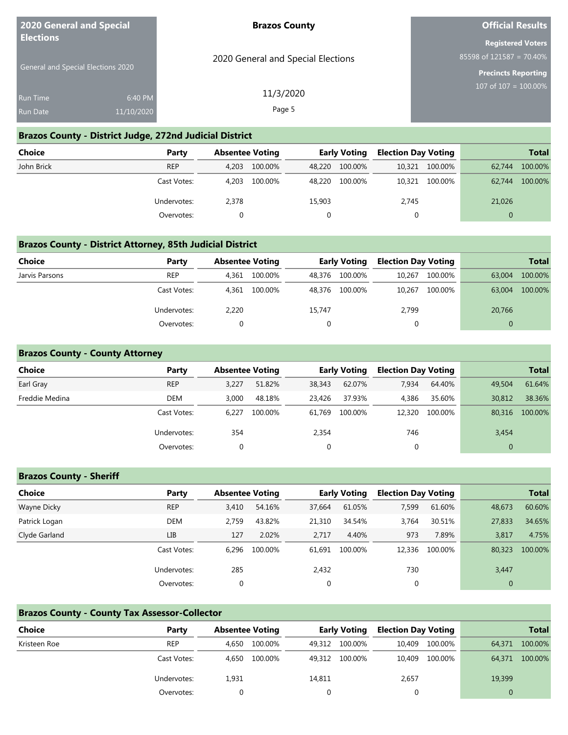| 2020 General and Special Elections | Brazos County | Official Results |
|---|---|---|
| General and Special Elections 2020 | 2020 General and Special Elections | Registered Voters 85598 of 121587 = 70.40% |
| Run Time 6:40 PM | 11/3/2020 | Precincts Reporting 107 of 107 = 100.00% |
| Run Date 11/10/2020 | | |

## Brazos County - District Judge, 272nd Judicial District

| Choice | Party | Absentee Voting | | Early Voting | | Election Day Voting | | Total | |
|---|---|---|---|---|---|---|---|---|---|
| John Brick | REP | 4,203 | 100.00% | 48,220 | 100.00% | 10,321 | 100.00% | 62,744 | 100.00% |
| | Cast Votes: | 4,203 | 100.00% | 48,220 | 100.00% | 10,321 | 100.00% | 62,744 | 100.00% |
| | Undervotes: | 2,378 | | 15,903 | | 2,745 | | 21,026 | |
| | Overvotes: | 0 | | 0 | | 0 | | 0 | |

## Brazos County - District Attorney, 85th Judicial District

| Choice | Party | Absentee Voting | | Early Voting | | Election Day Voting | | Total | |
|---|---|---|---|---|---|---|---|---|---|
| Jarvis Parsons | REP | 4,361 | 100.00% | 48,376 | 100.00% | 10,267 | 100.00% | 63,004 | 100.00% |
| | Cast Votes: | 4,361 | 100.00% | 48,376 | 100.00% | 10,267 | 100.00% | 63,004 | 100.00% |
| | Undervotes: | 2,220 | | 15,747 | | 2,799 | | 20,766 | |
| | Overvotes: | 0 | | 0 | | 0 | | 0 | |

## Brazos County - County Attorney

| Choice | Party | Absentee Voting | | Early Voting | | Election Day Voting | | Total | |
|---|---|---|---|---|---|---|---|---|---|
| Earl Gray | REP | 3,227 | 51.82% | 38,343 | 62.07% | 7,934 | 64.40% | 49,504 | 61.64% |
| Freddie Medina | DEM | 3,000 | 48.18% | 23,426 | 37.93% | 4,386 | 35.60% | 30,812 | 38.36% |
| | Cast Votes: | 6,227 | 100.00% | 61,769 | 100.00% | 12,320 | 100.00% | 80,316 | 100.00% |
| | Undervotes: | 354 | | 2,354 | | 746 | | 3,454 | |
| | Overvotes: | 0 | | 0 | | 0 | | 0 | |

## Brazos County - Sheriff

| Choice | Party | Absentee Voting | | Early Voting | | Election Day Voting | | Total | |
|---|---|---|---|---|---|---|---|---|---|
| Wayne Dicky | REP | 3,410 | 54.16% | 37,664 | 61.05% | 7,599 | 61.60% | 48,673 | 60.60% |
| Patrick Logan | DEM | 2,759 | 43.82% | 21,310 | 34.54% | 3,764 | 30.51% | 27,833 | 34.65% |
| Clyde Garland | LIB | 127 | 2.02% | 2,717 | 4.40% | 973 | 7.89% | 3,817 | 4.75% |
| | Cast Votes: | 6,296 | 100.00% | 61,691 | 100.00% | 12,336 | 100.00% | 80,323 | 100.00% |
| | Undervotes: | 285 | | 2,432 | | 730 | | 3,447 | |
| | Overvotes: | 0 | | 0 | | 0 | | 0 | |

## Brazos County - County Tax Assessor-Collector

| Choice | Party | Absentee Voting | | Early Voting | | Election Day Voting | | Total | |
|---|---|---|---|---|---|---|---|---|---|
| Kristeen Roe | REP | 4,650 | 100.00% | 49,312 | 100.00% | 10,409 | 100.00% | 64,371 | 100.00% |
| | Cast Votes: | 4,650 | 100.00% | 49,312 | 100.00% | 10,409 | 100.00% | 64,371 | 100.00% |
| | Undervotes: | 1,931 | | 14,811 | | 2,657 | | 19,399 | |
| | Overvotes: | 0 | | 0 | | 0 | | 0 | |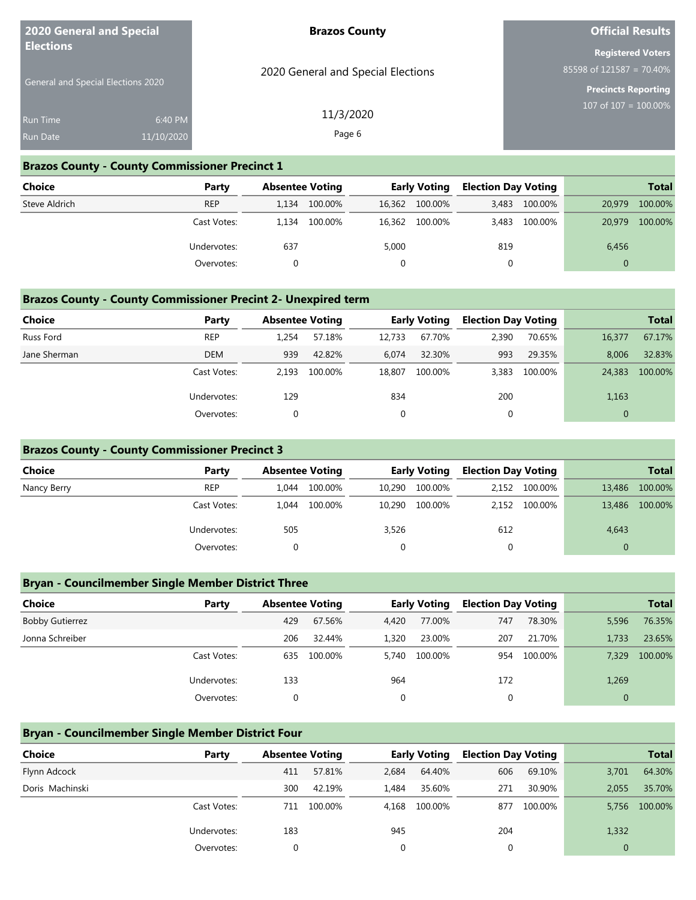## Brazos County - County Commissioner Precinct 1

| Choice | Party | Absentee Voting | | Early Voting | | Election Day Voting | | Total | |
|---|---|---|---|---|---|---|---|---|---|
| Steve Aldrich | REP | 1,134 | 100.00% | 16,362 | 100.00% | 3,483 | 100.00% | 20,979 | 100.00% |
| | Cast Votes: | 1,134 | 100.00% | 16,362 | 100.00% | 3,483 | 100.00% | 20,979 | 100.00% |
| | Undervotes: | 637 | | 5,000 | | 819 | | 6,456 | |
| | Overvotes: | 0 | | 0 | | 0 | | 0 | |

## Brazos County - County Commissioner Precint 2- Unexpired term

| Choice | Party | Absentee Voting | | Early Voting | | Election Day Voting | | Total | |
|---|---|---|---|---|---|---|---|---|---|
| Russ Ford | REP | 1,254 | 57.18% | 12,733 | 67.70% | 2,390 | 70.65% | 16,377 | 67.17% |
| Jane Sherman | DEM | 939 | 42.82% | 6,074 | 32.30% | 993 | 29.35% | 8,006 | 32.83% |
| | Cast Votes: | 2,193 | 100.00% | 18,807 | 100.00% | 3,383 | 100.00% | 24,383 | 100.00% |
| | Undervotes: | 129 | | 834 | | 200 | | 1,163 | |
| | Overvotes: | 0 | | 0 | | 0 | | 0 | |

## Brazos County - County Commissioner Precinct 3

| Choice | Party | Absentee Voting | | Early Voting | | Election Day Voting | | Total | |
|---|---|---|---|---|---|---|---|---|---|
| Nancy Berry | REP | 1,044 | 100.00% | 10,290 | 100.00% | 2,152 | 100.00% | 13,486 | 100.00% |
| | Cast Votes: | 1,044 | 100.00% | 10,290 | 100.00% | 2,152 | 100.00% | 13,486 | 100.00% |
| | Undervotes: | 505 | | 3,526 | | 612 | | 4,643 | |
| | Overvotes: | 0 | | 0 | | 0 | | 0 | |

## Bryan - Councilmember Single Member District Three

| Choice | Party | Absentee Voting | | Early Voting | | Election Day Voting | | Total | |
|---|---|---|---|---|---|---|---|---|---|
| Bobby Gutierrez | | 429 | 67.56% | 4,420 | 77.00% | 747 | 78.30% | 5,596 | 76.35% |
| Jonna Schreiber | | 206 | 32.44% | 1,320 | 23.00% | 207 | 21.70% | 1,733 | 23.65% |
| | Cast Votes: | 635 | 100.00% | 5,740 | 100.00% | 954 | 100.00% | 7,329 | 100.00% |
| | Undervotes: | 133 | | 964 | | 172 | | 1,269 | |
| | Overvotes: | 0 | | 0 | | 0 | | 0 | |

## Bryan - Councilmember Single Member District Four

| Choice | Party | Absentee Voting | | Early Voting | | Election Day Voting | | Total | |
|---|---|---|---|---|---|---|---|---|---|
| Flynn Adcock | | 411 | 57.81% | 2,684 | 64.40% | 606 | 69.10% | 3,701 | 64.30% |
| Doris Machinski | | 300 | 42.19% | 1,484 | 35.60% | 271 | 30.90% | 2,055 | 35.70% |
| | Cast Votes: | 711 | 100.00% | 4,168 | 100.00% | 877 | 100.00% | 5,756 | 100.00% |
| | Undervotes: | 183 | | 945 | | 204 | | 1,332 | |
| | Overvotes: | 0 | | 0 | | 0 | | 0 | |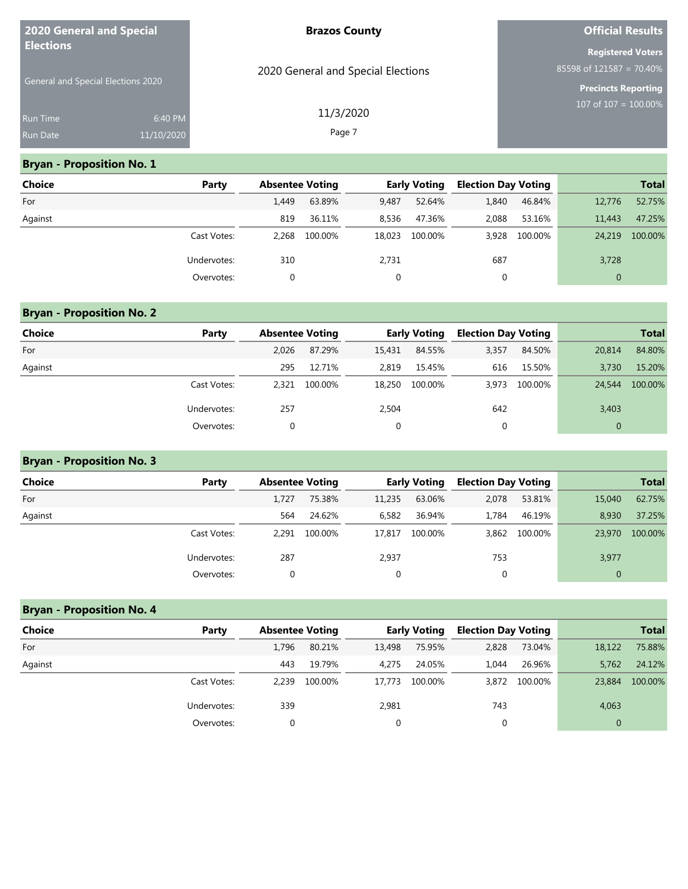**2020 General and Special Elections**

General and Special Elections 2020

Run Time 6:40 PM
Run Date 11/10/2020

**Brazos County**

2020 General and Special Elections

11/3/2020

**Official Results**

**Registered Voters**
85598 of 121587 = 70.40%

**Precincts Reporting**
107 of 107 = 100.00%

## Bryan - Proposition No. 1

| Choice | Party | Absentee Voting | | Early Voting | | Election Day Voting | | Total | |
|---|---|---|---|---|---|---|---|---|---|
| For | | 1,449 | 63.89% | 9,487 | 52.64% | 1,840 | 46.84% | 12,776 | 52.75% |
| Against | | 819 | 36.11% | 8,536 | 47.36% | 2,088 | 53.16% | 11,443 | 47.25% |
| | Cast Votes: | 2,268 | 100.00% | 18,023 | 100.00% | 3,928 | 100.00% | 24,219 | 100.00% |
| | Undervotes: | 310 | | 2,731 | | 687 | | 3,728 | |
| | Overvotes: | 0 | | 0 | | 0 | | 0 | |

## Bryan - Proposition No. 2

| Choice | Party | Absentee Voting | | Early Voting | | Election Day Voting | | Total | |
|---|---|---|---|---|---|---|---|---|---|
| For | | 2,026 | 87.29% | 15,431 | 84.55% | 3,357 | 84.50% | 20,814 | 84.80% |
| Against | | 295 | 12.71% | 2,819 | 15.45% | 616 | 15.50% | 3,730 | 15.20% |
| | Cast Votes: | 2,321 | 100.00% | 18,250 | 100.00% | 3,973 | 100.00% | 24,544 | 100.00% |
| | Undervotes: | 257 | | 2,504 | | 642 | | 3,403 | |
| | Overvotes: | 0 | | 0 | | 0 | | 0 | |

## Bryan - Proposition No. 3

| Choice | Party | Absentee Voting | | Early Voting | | Election Day Voting | | Total | |
|---|---|---|---|---|---|---|---|---|---|
| For | | 1,727 | 75.38% | 11,235 | 63.06% | 2,078 | 53.81% | 15,040 | 62.75% |
| Against | | 564 | 24.62% | 6,582 | 36.94% | 1,784 | 46.19% | 8,930 | 37.25% |
| | Cast Votes: | 2,291 | 100.00% | 17,817 | 100.00% | 3,862 | 100.00% | 23,970 | 100.00% |
| | Undervotes: | 287 | | 2,937 | | 753 | | 3,977 | |
| | Overvotes: | 0 | | 0 | | 0 | | 0 | |

## Bryan - Proposition No. 4

| Choice | Party | Absentee Voting | | Early Voting | | Election Day Voting | | Total | |
|---|---|---|---|---|---|---|---|---|---|
| For | | 1,796 | 80.21% | 13,498 | 75.95% | 2,828 | 73.04% | 18,122 | 75.88% |
| Against | | 443 | 19.79% | 4,275 | 24.05% | 1,044 | 26.96% | 5,762 | 24.12% |
| | Cast Votes: | 2,239 | 100.00% | 17,773 | 100.00% | 3,872 | 100.00% | 23,884 | 100.00% |
| | Undervotes: | 339 | | 2,981 | | 743 | | 4,063 | |
| | Overvotes: | 0 | | 0 | | 0 | | 0 | |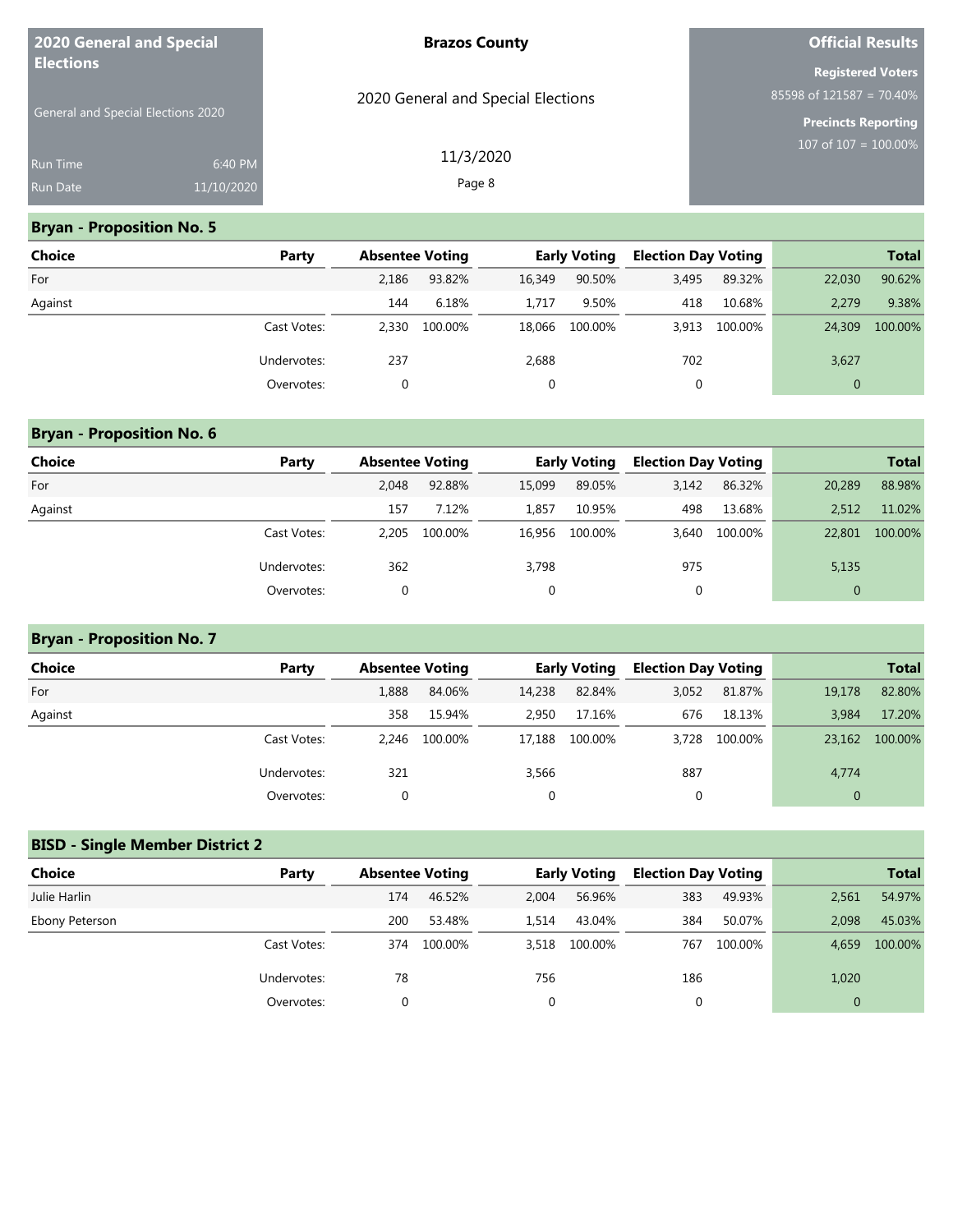| 2020 General and Special Elections | Brazos County | Official Results |
| --- | --- | --- |
| General and Special Elections 2020 | 2020 General and Special Elections | Registered Voters 85598 of 121587 = 70.40% |
| Run Time 6:40 PM | 11/3/2020 | Precincts Reporting 107 of 107 = 100.00% |
| Run Date 11/10/2020 | | |

## Bryan - Proposition No. 5

| Choice | Party | Absentee Voting | | Early Voting | | Election Day Voting | | Total | |
| --- | --- | --- | --- | --- | --- | --- | --- | --- | --- |
| For | | 2,186 | 93.82% | 16,349 | 90.50% | 3,495 | 89.32% | 22,030 | 90.62% |
| Against | | 144 | 6.18% | 1,717 | 9.50% | 418 | 10.68% | 2,279 | 9.38% |
| | Cast Votes: | 2,330 | 100.00% | 18,066 | 100.00% | 3,913 | 100.00% | 24,309 | 100.00% |
| | Undervotes: | 237 | | 2,688 | | 702 | | 3,627 | |
| | Overvotes: | 0 | | 0 | | 0 | | 0 | |

## Bryan - Proposition No. 6

| Choice | Party | Absentee Voting | | Early Voting | | Election Day Voting | | Total | |
| --- | --- | --- | --- | --- | --- | --- | --- | --- | --- |
| For | | 2,048 | 92.88% | 15,099 | 89.05% | 3,142 | 86.32% | 20,289 | 88.98% |
| Against | | 157 | 7.12% | 1,857 | 10.95% | 498 | 13.68% | 2,512 | 11.02% |
| | Cast Votes: | 2,205 | 100.00% | 16,956 | 100.00% | 3,640 | 100.00% | 22,801 | 100.00% |
| | Undervotes: | 362 | | 3,798 | | 975 | | 5,135 | |
| | Overvotes: | 0 | | 0 | | 0 | | 0 | |

## Bryan - Proposition No. 7

| Choice | Party | Absentee Voting | | Early Voting | | Election Day Voting | | Total | |
| --- | --- | --- | --- | --- | --- | --- | --- | --- | --- |
| For | | 1,888 | 84.06% | 14,238 | 82.84% | 3,052 | 81.87% | 19,178 | 82.80% |
| Against | | 358 | 15.94% | 2,950 | 17.16% | 676 | 18.13% | 3,984 | 17.20% |
| | Cast Votes: | 2,246 | 100.00% | 17,188 | 100.00% | 3,728 | 100.00% | 23,162 | 100.00% |
| | Undervotes: | 321 | | 3,566 | | 887 | | 4,774 | |
| | Overvotes: | 0 | | 0 | | 0 | | 0 | |

## BISD - Single Member District 2

| Choice | Party | Absentee Voting | | Early Voting | | Election Day Voting | | Total | |
| --- | --- | --- | --- | --- | --- | --- | --- | --- | --- |
| Julie Harlin | | 174 | 46.52% | 2,004 | 56.96% | 383 | 49.93% | 2,561 | 54.97% |
| Ebony Peterson | | 200 | 53.48% | 1,514 | 43.04% | 384 | 50.07% | 2,098 | 45.03% |
| | Cast Votes: | 374 | 100.00% | 3,518 | 100.00% | 767 | 100.00% | 4,659 | 100.00% |
| | Undervotes: | 78 | | 756 | | 186 | | 1,020 | |
| | Overvotes: | 0 | | 0 | | 0 | | 0 | |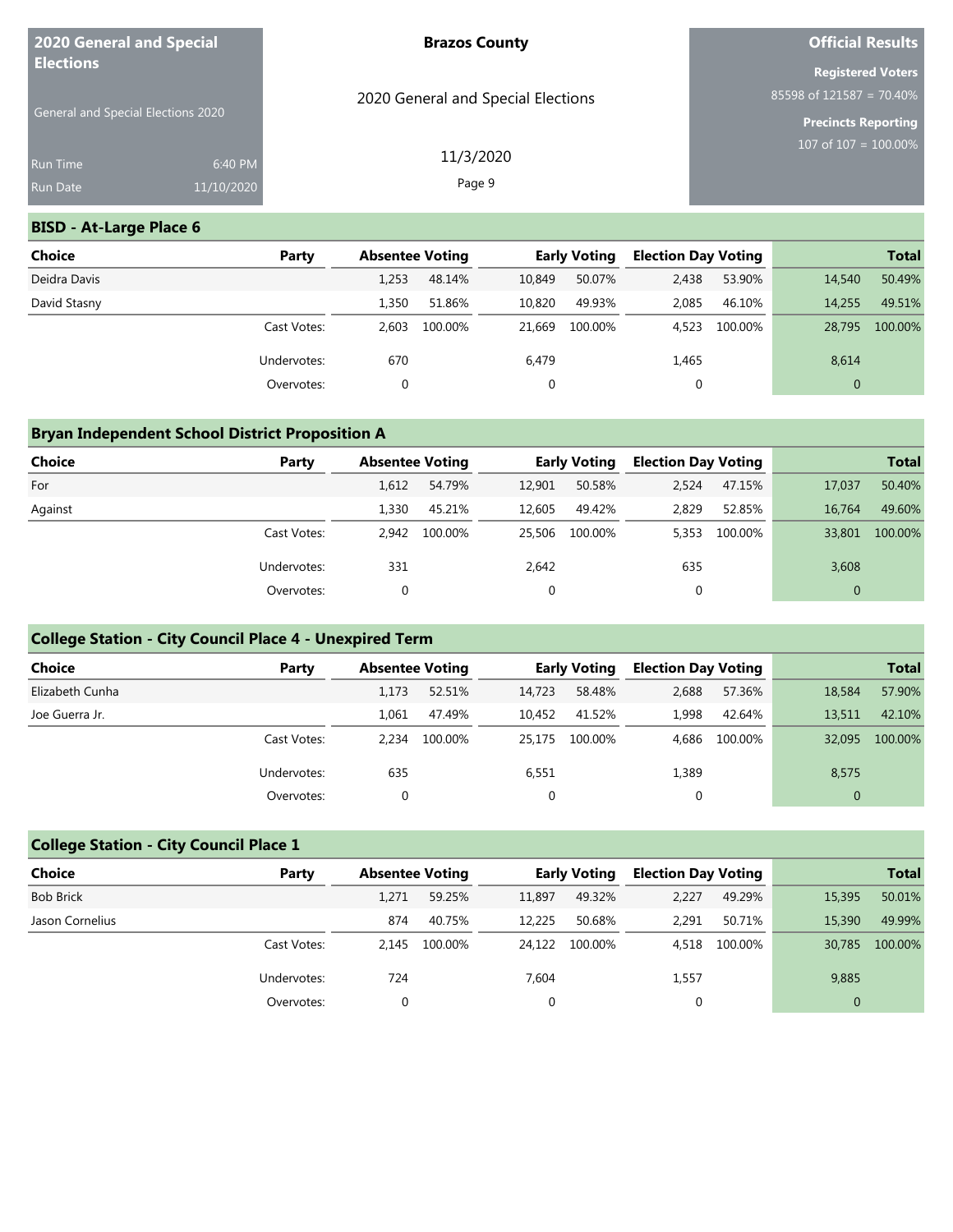| 2020 General and Special Elections | Brazos County | Official Results |
|---|---|---|
| General and Special Elections 2020 | 2020 General and Special Elections | Registered Voters 85598 of 121587 = 70.40% |
| Run Time 6:40 PM | 11/3/2020 | Precincts Reporting 107 of 107 = 100.00% |
| Run Date 11/10/2020 | | |

## BISD - At-Large Place 6

| Choice | Party | Absentee Voting | | Early Voting | | Election Day Voting | | Total | |
|---|---|---|---|---|---|---|---|---|---|
| Deidra Davis | | 1,253 | 48.14% | 10,849 | 50.07% | 2,438 | 53.90% | 14,540 | 50.49% |
| David Stasny | | 1,350 | 51.86% | 10,820 | 49.93% | 2,085 | 46.10% | 14,255 | 49.51% |
| | Cast Votes: | 2,603 | 100.00% | 21,669 | 100.00% | 4,523 | 100.00% | 28,795 | 100.00% |
| | Undervotes: | 670 | | 6,479 | | 1,465 | | 8,614 | |
| | Overvotes: | 0 | | 0 | | 0 | | 0 | |

## Bryan Independent School District Proposition A

| Choice | Party | Absentee Voting | | Early Voting | | Election Day Voting | | Total | |
|---|---|---|---|---|---|---|---|---|---|
| For | | 1,612 | 54.79% | 12,901 | 50.58% | 2,524 | 47.15% | 17,037 | 50.40% |
| Against | | 1,330 | 45.21% | 12,605 | 49.42% | 2,829 | 52.85% | 16,764 | 49.60% |
| | Cast Votes: | 2,942 | 100.00% | 25,506 | 100.00% | 5,353 | 100.00% | 33,801 | 100.00% |
| | Undervotes: | 331 | | 2,642 | | 635 | | 3,608 | |
| | Overvotes: | 0 | | 0 | | 0 | | 0 | |

## College Station - City Council Place 4 - Unexpired Term

| Choice | Party | Absentee Voting | | Early Voting | | Election Day Voting | | Total | |
|---|---|---|---|---|---|---|---|---|---|
| Elizabeth Cunha | | 1,173 | 52.51% | 14,723 | 58.48% | 2,688 | 57.36% | 18,584 | 57.90% |
| Joe Guerra Jr. | | 1,061 | 47.49% | 10,452 | 41.52% | 1,998 | 42.64% | 13,511 | 42.10% |
| | Cast Votes: | 2,234 | 100.00% | 25,175 | 100.00% | 4,686 | 100.00% | 32,095 | 100.00% |
| | Undervotes: | 635 | | 6,551 | | 1,389 | | 8,575 | |
| | Overvotes: | 0 | | 0 | | 0 | | 0 | |

## College Station - City Council Place 1

| Choice | Party | Absentee Voting | | Early Voting | | Election Day Voting | | Total | |
|---|---|---|---|---|---|---|---|---|---|
| Bob Brick | | 1,271 | 59.25% | 11,897 | 49.32% | 2,227 | 49.29% | 15,395 | 50.01% |
| Jason Cornelius | | 874 | 40.75% | 12,225 | 50.68% | 2,291 | 50.71% | 15,390 | 49.99% |
| | Cast Votes: | 2,145 | 100.00% | 24,122 | 100.00% | 4,518 | 100.00% | 30,785 | 100.00% |
| | Undervotes: | 724 | | 7,604 | | 1,557 | | 9,885 | |
| | Overvotes: | 0 | | 0 | | 0 | | 0 | |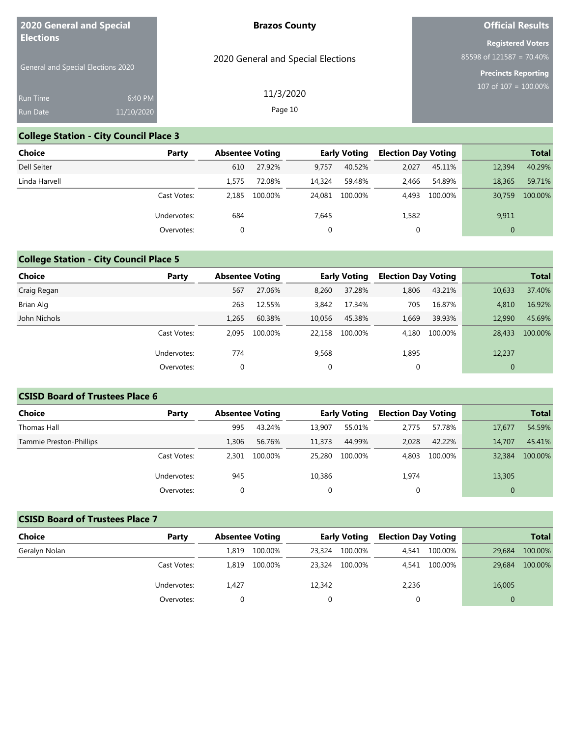## College Station - City Council Place 3

| Choice | Party | Absentee Voting | | Early Voting | | Election Day Voting | | Total | |
|---|---|---|---|---|---|---|---|---|---|
| Dell Seiter | | 610 | 27.92% | 9,757 | 40.52% | 2,027 | 45.11% | 12,394 | 40.29% |
| Linda Harvell | | 1,575 | 72.08% | 14,324 | 59.48% | 2,466 | 54.89% | 18,365 | 59.71% |
| | Cast Votes: | 2,185 | 100.00% | 24,081 | 100.00% | 4,493 | 100.00% | 30,759 | 100.00% |
| | Undervotes: | 684 | | 7,645 | | 1,582 | | 9,911 | |
| | Overvotes: | 0 | | 0 | | 0 | | 0 | |

## College Station - City Council Place 5

| Choice | Party | Absentee Voting | | Early Voting | | Election Day Voting | | Total | |
|---|---|---|---|---|---|---|---|---|---|
| Craig Regan | | 567 | 27.06% | 8,260 | 37.28% | 1,806 | 43.21% | 10,633 | 37.40% |
| Brian Alg | | 263 | 12.55% | 3,842 | 17.34% | 705 | 16.87% | 4,810 | 16.92% |
| John Nichols | | 1,265 | 60.38% | 10,056 | 45.38% | 1,669 | 39.93% | 12,990 | 45.69% |
| | Cast Votes: | 2,095 | 100.00% | 22,158 | 100.00% | 4,180 | 100.00% | 28,433 | 100.00% |
| | Undervotes: | 774 | | 9,568 | | 1,895 | | 12,237 | |
| | Overvotes: | 0 | | 0 | | 0 | | 0 | |

## CSISD Board of Trustees Place 6

| Choice | Party | Absentee Voting | | Early Voting | | Election Day Voting | | Total | |
|---|---|---|---|---|---|---|---|---|---|
| Thomas Hall | | 995 | 43.24% | 13,907 | 55.01% | 2,775 | 57.78% | 17,677 | 54.59% |
| Tammie Preston-Phillips | | 1,306 | 56.76% | 11,373 | 44.99% | 2,028 | 42.22% | 14,707 | 45.41% |
| | Cast Votes: | 2,301 | 100.00% | 25,280 | 100.00% | 4,803 | 100.00% | 32,384 | 100.00% |
| | Undervotes: | 945 | | 10,386 | | 1,974 | | 13,305 | |
| | Overvotes: | 0 | | 0 | | 0 | | 0 | |

## CSISD Board of Trustees Place 7

| Choice | Party | Absentee Voting | | Early Voting | | Election Day Voting | | Total | |
|---|---|---|---|---|---|---|---|---|---|
| Geralyn Nolan | | 1,819 | 100.00% | 23,324 | 100.00% | 4,541 | 100.00% | 29,684 | 100.00% |
| | Cast Votes: | 1,819 | 100.00% | 23,324 | 100.00% | 4,541 | 100.00% | 29,684 | 100.00% |
| | Undervotes: | 1,427 | | 12,342 | | 2,236 | | 16,005 | |
| | Overvotes: | 0 | | 0 | | 0 | | 0 | |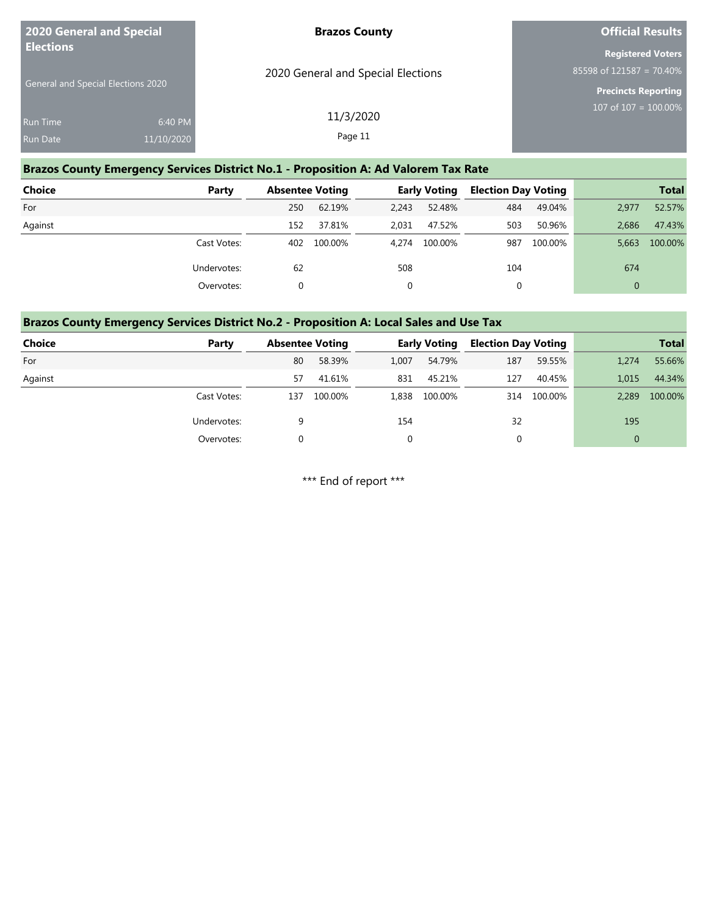## Brazos County Emergency Services District No.1 - Proposition A: Ad Valorem Tax Rate

| Choice | Party | Absentee Voting | | Early Voting | | Election Day Voting | | Total | |
|---|---|---|---|---|---|---|---|---|---|
| For | | 250 | 62.19% | 2,243 | 52.48% | 484 | 49.04% | 2,977 | 52.57% |
| Against | | 152 | 37.81% | 2,031 | 47.52% | 503 | 50.96% | 2,686 | 47.43% |
| | Cast Votes: | 402 | 100.00% | 4,274 | 100.00% | 987 | 100.00% | 5,663 | 100.00% |
| | Undervotes: | 62 | | 508 | | 104 | | 674 | |
| | Overvotes: | 0 | | 0 | | 0 | | 0 | |

## Brazos County Emergency Services District No.2 - Proposition A: Local Sales and Use Tax

| Choice | Party | Absentee Voting | | Early Voting | | Election Day Voting | | Total | |
|---|---|---|---|---|---|---|---|---|---|
| For | | 80 | 58.39% | 1,007 | 54.79% | 187 | 59.55% | 1,274 | 55.66% |
| Against | | 57 | 41.61% | 831 | 45.21% | 127 | 40.45% | 1,015 | 44.34% |
| | Cast Votes: | 137 | 100.00% | 1,838 | 100.00% | 314 | 100.00% | 2,289 | 100.00% |
| | Undervotes: | 9 | | 154 | | 32 | | 195 | |
| | Overvotes: | 0 | | 0 | | 0 | | 0 | |

*** End of report ***